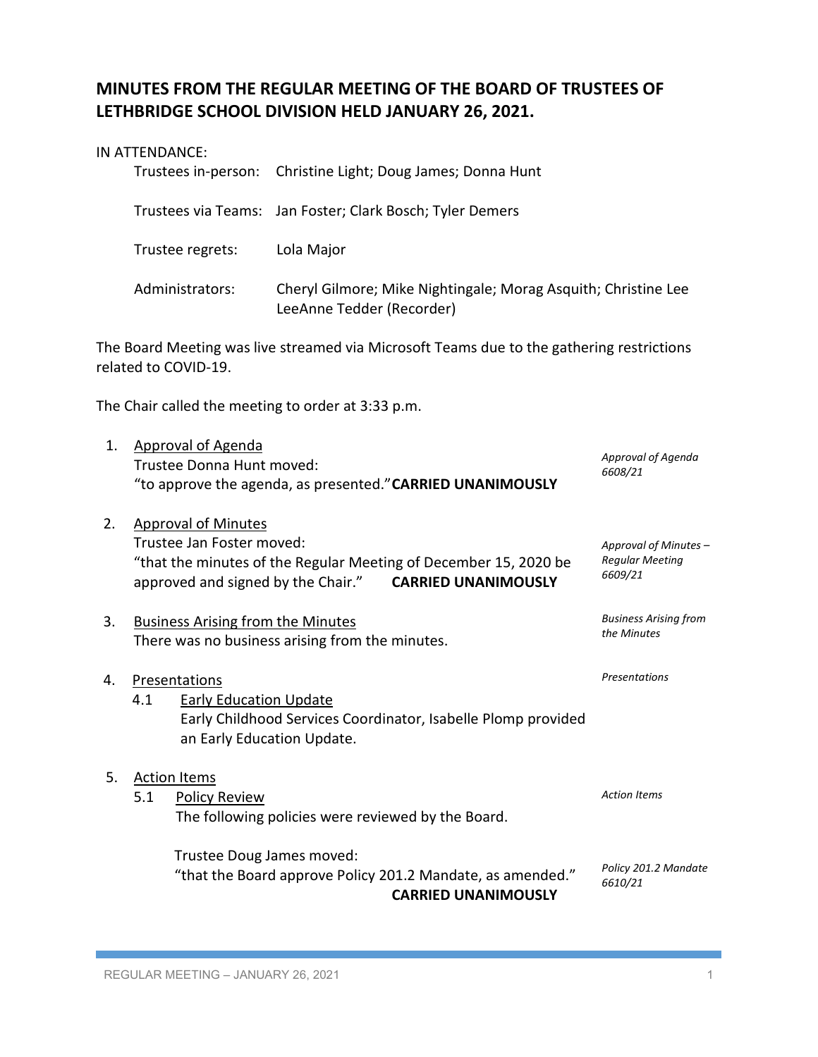# MINUTES FROM THE REGULAR MEETING OF THE BOARD OF TRUSTEES OF LETHBRIDGE SCHOOL DIVISION HELD JANUARY 26, 2021.

IN ATTENDANCE:

| | |
|---|---|
| Trustees in-person: | Christine Light; Doug James; Donna Hunt |
| Trustees via Teams: | Jan Foster; Clark Bosch; Tyler Demers |
| Trustee regrets: | Lola Major |
| Administrators: | Cheryl Gilmore; Mike Nightingale; Morag Asquith; Christine Lee<br>LeeAnne Tedder (Recorder) |

The Board Meeting was live streamed via Microsoft Teams due to the gathering restrictions related to COVID-19.

The Chair called the meeting to order at 3:33 p.m.

1. Approval of Agenda
   *Approval of Agenda 6608/21*
   Trustee Donna Hunt moved:
   "to approve the agenda, as presented." **CARRIED UNANIMOUSLY**

2. Approval of Minutes
   *Approval of Minutes – Regular Meeting 6609/21*
   Trustee Jan Foster moved:
   "that the minutes of the Regular Meeting of December 15, 2020 be approved and signed by the Chair." **CARRIED UNANIMOUSLY**

3. Business Arising from the Minutes
   *Business Arising from the Minutes*
   There was no business arising from the minutes.

4. Presentations
   *Presentations*
   4.1 Early Education Update
   Early Childhood Services Coordinator, Isabelle Plomp provided an Early Education Update.

5. Action Items
   *Action Items*
   5.1 Policy Review
   The following policies were reviewed by the Board.

   *Policy 201.2 Mandate 6610/21*
   Trustee Doug James moved:
   "that the Board approve Policy 201.2 Mandate, as amended."
   **CARRIED UNANIMOUSLY**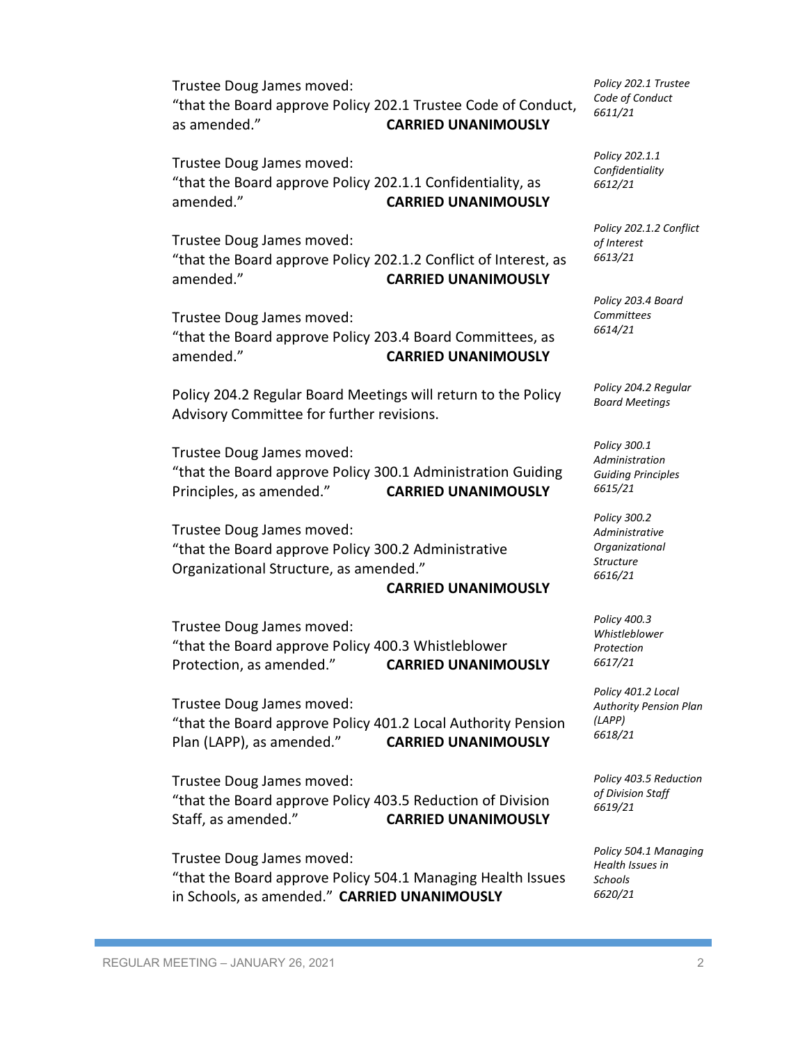*Policy 202.1 Trustee Code of Conduct 6611/21*

Trustee Doug James moved:
"that the Board approve Policy 202.1 Trustee Code of Conduct, as amended." **CARRIED UNANIMOUSLY**

*Policy 202.1.1 Confidentiality 6612/21*

Trustee Doug James moved:
"that the Board approve Policy 202.1.1 Confidentiality, as amended." **CARRIED UNANIMOUSLY**

*Policy 202.1.2 Conflict of Interest 6613/21*

Trustee Doug James moved:
"that the Board approve Policy 202.1.2 Conflict of Interest, as amended." **CARRIED UNANIMOUSLY**

*Policy 203.4 Board Committees 6614/21*

Trustee Doug James moved:
"that the Board approve Policy 203.4 Board Committees, as amended." **CARRIED UNANIMOUSLY**

*Policy 204.2 Regular Board Meetings*

Policy 204.2 Regular Board Meetings will return to the Policy Advisory Committee for further revisions.

*Policy 300.1 Administration Guiding Principles 6615/21*

Trustee Doug James moved:
"that the Board approve Policy 300.1 Administration Guiding Principles, as amended." **CARRIED UNANIMOUSLY**

*Policy 300.2 Administrative Organizational Structure 6616/21*

Trustee Doug James moved:
"that the Board approve Policy 300.2 Administrative Organizational Structure, as amended." **CARRIED UNANIMOUSLY**

*Policy 400.3 Whistleblower Protection 6617/21*

Trustee Doug James moved:
"that the Board approve Policy 400.3 Whistleblower Protection, as amended." **CARRIED UNANIMOUSLY**

*Policy 401.2 Local Authority Pension Plan (LAPP) 6618/21*

Trustee Doug James moved:
"that the Board approve Policy 401.2 Local Authority Pension Plan (LAPP), as amended." **CARRIED UNANIMOUSLY**

*Policy 403.5 Reduction of Division Staff 6619/21*

Trustee Doug James moved:
"that the Board approve Policy 403.5 Reduction of Division Staff, as amended." **CARRIED UNANIMOUSLY**

*Policy 504.1 Managing Health Issues in Schools 6620/21*

Trustee Doug James moved:
"that the Board approve Policy 504.1 Managing Health Issues in Schools, as amended." **CARRIED UNANIMOUSLY**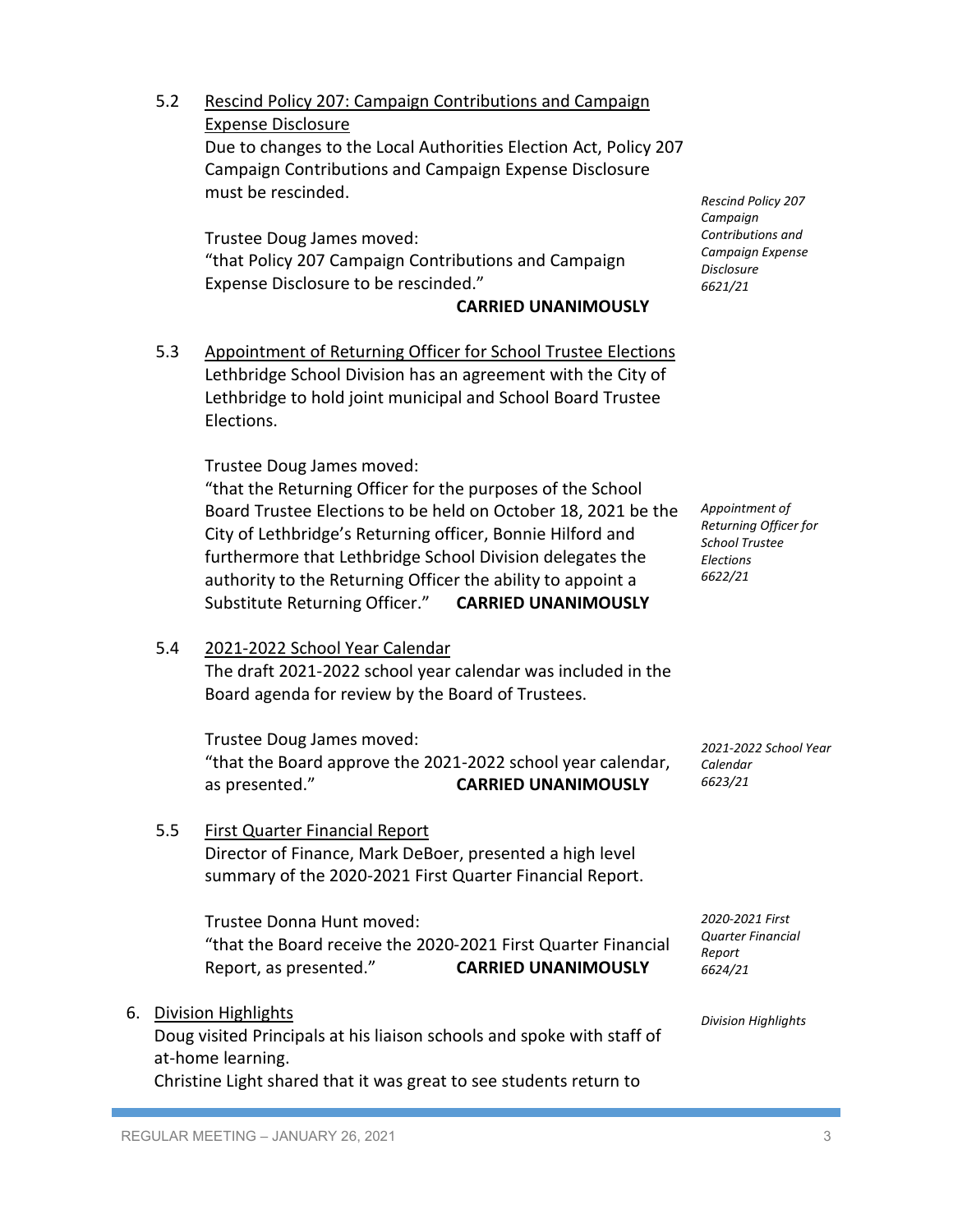5.2 <u>Rescind Policy 207: Campaign Contributions and Campaign Expense Disclosure</u>

Due to changes to the Local Authorities Election Act, Policy 207 Campaign Contributions and Campaign Expense Disclosure must be rescinded.

*Rescind Policy 207 Campaign Contributions and Campaign Expense Disclosure 6621/21*

Trustee Doug James moved:
"that Policy 207 Campaign Contributions and Campaign Expense Disclosure to be rescinded."
**CARRIED UNANIMOUSLY**

5.3 <u>Appointment of Returning Officer for School Trustee Elections</u>

Lethbridge School Division has an agreement with the City of Lethbridge to hold joint municipal and School Board Trustee Elections.

Trustee Doug James moved:
"that the Returning Officer for the purposes of the School Board Trustee Elections to be held on October 18, 2021 be the City of Lethbridge's Returning officer, Bonnie Hilford and furthermore that Lethbridge School Division delegates the authority to the Returning Officer the ability to appoint a Substitute Returning Officer." **CARRIED UNANIMOUSLY**

*Appointment of Returning Officer for School Trustee Elections 6622/21*

5.4 <u>2021-2022 School Year Calendar</u>

The draft 2021-2022 school year calendar was included in the Board agenda for review by the Board of Trustees.

Trustee Doug James moved:
"that the Board approve the 2021-2022 school year calendar, as presented." **CARRIED UNANIMOUSLY**

*2021-2022 School Year Calendar 6623/21*

5.5 <u>First Quarter Financial Report</u>

Director of Finance, Mark DeBoer, presented a high level summary of the 2020-2021 First Quarter Financial Report.

Trustee Donna Hunt moved:
"that the Board receive the 2020-2021 First Quarter Financial Report, as presented." **CARRIED UNANIMOUSLY**

*2020-2021 First Quarter Financial Report 6624/21*

6. <u>Division Highlights</u>

*Division Highlights*

Doug visited Principals at his liaison schools and spoke with staff of at-home learning.
Christine Light shared that it was great to see students return to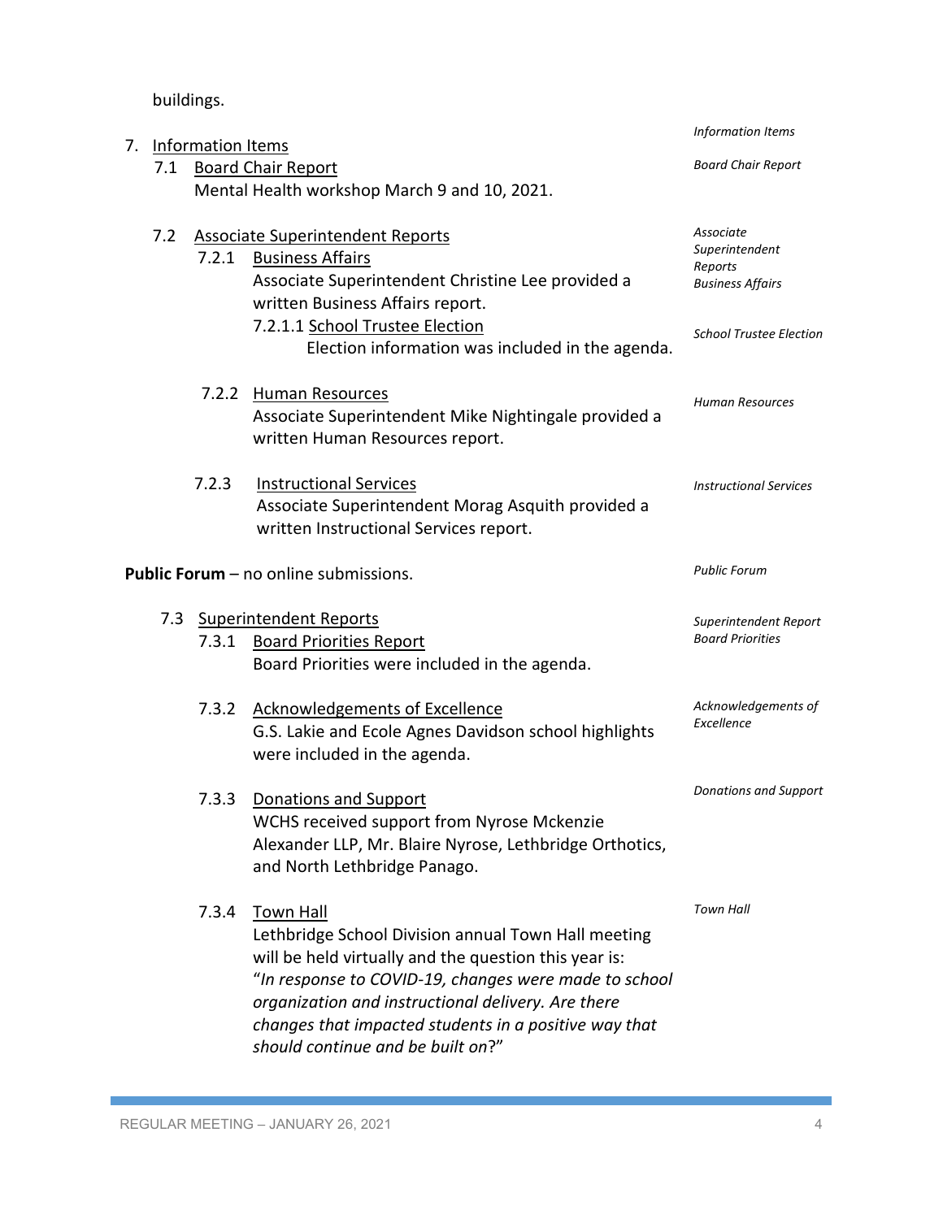buildings.

7. Information Items

*Information Items*

7.1 Board Chair Report

*Board Chair Report*

Mental Health workshop March 9 and 10, 2021.

7.2 Associate Superintendent Reports

*Associate Superintendent Reports*

7.2.1 Business Affairs

*Business Affairs*

Associate Superintendent Christine Lee provided a written Business Affairs report.

7.2.1.1 School Trustee Election

*School Trustee Election*

Election information was included in the agenda.

7.2.2 Human Resources

*Human Resources*

Associate Superintendent Mike Nightingale provided a written Human Resources report.

7.2.3 Instructional Services

*Instructional Services*

Associate Superintendent Morag Asquith provided a written Instructional Services report.

**Public Forum** – no online submissions.

*Public Forum*

7.3 Superintendent Reports

*Superintendent Report*

7.3.1 Board Priorities Report

*Board Priorities*

Board Priorities were included in the agenda.

7.3.2 Acknowledgements of Excellence

*Acknowledgements of Excellence*

G.S. Lakie and Ecole Agnes Davidson school highlights were included in the agenda.

7.3.3 Donations and Support

*Donations and Support*

WCHS received support from Nyrose Mckenzie Alexander LLP, Mr. Blaire Nyrose, Lethbridge Orthotics, and North Lethbridge Panago.

7.3.4 Town Hall

*Town Hall*

Lethbridge School Division annual Town Hall meeting will be held virtually and the question this year is: "*In response to COVID-19, changes were made to school organization and instructional delivery. Are there changes that impacted students in a positive way that should continue and be built on*?"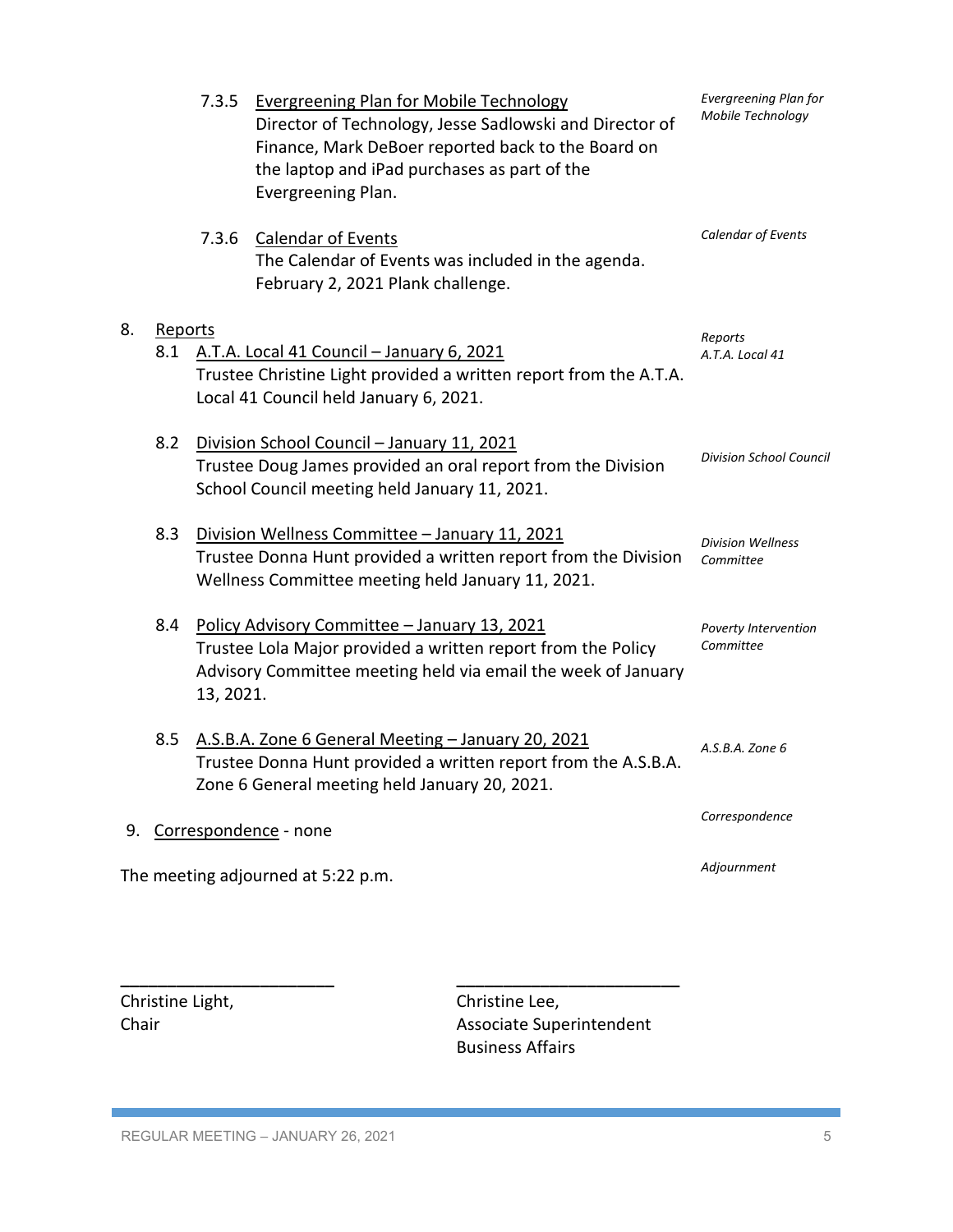7.3.5 Evergreening Plan for Mobile Technology

*Evergreening Plan for Mobile Technology*

Director of Technology, Jesse Sadlowski and Director of Finance, Mark DeBoer reported back to the Board on the laptop and iPad purchases as part of the Evergreening Plan.

7.3.6 Calendar of Events

*Calendar of Events*

The Calendar of Events was included in the agenda. February 2, 2021 Plank challenge.

8. Reports

*Reports*

8.1 A.T.A. Local 41 Council – January 6, 2021

*A.T.A. Local 41*

Trustee Christine Light provided a written report from the A.T.A. Local 41 Council held January 6, 2021.

8.2 Division School Council – January 11, 2021

*Division School Council*

Trustee Doug James provided an oral report from the Division School Council meeting held January 11, 2021.

8.3 Division Wellness Committee – January 11, 2021

*Division Wellness Committee*

Trustee Donna Hunt provided a written report from the Division Wellness Committee meeting held January 11, 2021.

8.4 Policy Advisory Committee – January 13, 2021

*Poverty Intervention Committee*

Trustee Lola Major provided a written report from the Policy Advisory Committee meeting held via email the week of January 13, 2021.

8.5 A.S.B.A. Zone 6 General Meeting – January 20, 2021

*A.S.B.A. Zone 6*

Trustee Donna Hunt provided a written report from the A.S.B.A. Zone 6 General meeting held January 20, 2021.

9. Correspondence - none

*Correspondence*

The meeting adjourned at 5:22 p.m.

*Adjournment*

______________________

Christine Light,
Chair

______________________

Christine Lee,
Associate Superintendent
Business Affairs